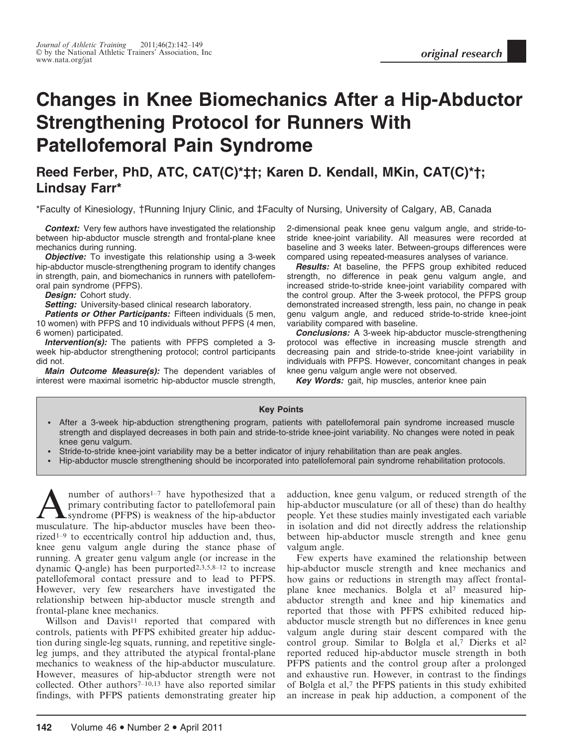# Changes in Knee Biomechanics After a Hip-Abductor Strengthening Protocol for Runners With Patellofemoral Pain Syndrome

**Reed Ferber, PhD, ATC, CAT(C)*‡†; Karen D. Kendall, MKin, CAT(C)*†; Lindsay Farr***

*Faculty of Kinesiology, †Running Injury Clinic, and ‡Faculty of Nursing, University of Calgary, AB, Canada

***Context:*** Very few authors have investigated the relationship between hip-abductor muscle strength and frontal-plane knee mechanics during running.

***Objective:*** To investigate this relationship using a 3-week hip-abductor muscle-strengthening program to identify changes in strength, pain, and biomechanics in runners with patellofemoral pain syndrome (PFPS).

***Design:*** Cohort study.

***Setting:*** University-based clinical research laboratory.

***Patients or Other Participants:*** Fifteen individuals (5 men, 10 women) with PFPS and 10 individuals without PFPS (4 men, 6 women) participated.

***Intervention(s):*** The patients with PFPS completed a 3-week hip-abductor strengthening protocol; control participants did not.

***Main Outcome Measure(s):*** The dependent variables of interest were maximal isometric hip-abductor muscle strength, 2-dimensional peak knee genu valgum angle, and stride-to-stride knee-joint variability. All measures were recorded at baseline and 3 weeks later. Between-groups differences were compared using repeated-measures analyses of variance.

***Results:*** At baseline, the PFPS group exhibited reduced strength, no difference in peak genu valgum angle, and increased stride-to-stride knee-joint variability compared with the control group. After the 3-week protocol, the PFPS group demonstrated increased strength, less pain, no change in peak genu valgum angle, and reduced stride-to-stride knee-joint variability compared with baseline.

***Conclusions:*** A 3-week hip-abductor muscle-strengthening protocol was effective in increasing muscle strength and decreasing pain and stride-to-stride knee-joint variability in individuals with PFPS. However, concomitant changes in peak knee genu valgum angle were not observed.

***Key Words:*** gait, hip muscles, anterior knee pain

**Key Points**

- After a 3-week hip-abduction strengthening program, patients with patellofemoral pain syndrome increased muscle strength and displayed decreases in both pain and stride-to-stride knee-joint variability. No changes were noted in peak knee genu valgum.
- Stride-to-stride knee-joint variability may be a better indicator of injury rehabilitation than are peak angles.
- Hip-abductor muscle strengthening should be incorporated into patellofemoral pain syndrome rehabilitation protocols.

A number of authors[1–7] have hypothesized that a primary contributing factor to patellofemoral pain syndrome (PFPS) is weakness of the hip-abductor musculature. The hip-abductor muscles have been theorized[1–9] to eccentrically control hip adduction and, thus, knee genu valgum angle during the stance phase of running. A greater genu valgum angle (or increase in the dynamic Q-angle) has been purported[2,3,5,8–12] to increase patellofemoral contact pressure and to lead to PFPS. However, very few researchers have investigated the relationship between hip-abductor muscle strength and frontal-plane knee mechanics.

Willson and Davis[11] reported that compared with controls, patients with PFPS exhibited greater hip adduction during single-leg squats, running, and repetitive single-leg jumps, and they attributed the atypical frontal-plane mechanics to weakness of the hip-abductor musculature. However, measures of hip-abductor strength were not collected. Other authors[7–10,13] have also reported similar findings, with PFPS patients demonstrating greater hip adduction, knee genu valgum, or reduced strength of the hip-abductor musculature (or all of these) than do healthy people. Yet these studies mainly investigated each variable in isolation and did not directly address the relationship between hip-abductor muscle strength and knee genu valgum angle.

Few experts have examined the relationship between hip-abductor muscle strength and knee mechanics and how gains or reductions in strength may affect frontal-plane knee mechanics. Bolgla et al[7] measured hip-abductor strength and knee and hip kinematics and reported that those with PFPS exhibited reduced hip-abductor muscle strength but no differences in knee genu valgum angle during stair descent compared with the control group. Similar to Bolgla et al,[7] Dierks et al[2] reported reduced hip-abductor muscle strength in both PFPS patients and the control group after a prolonged and exhaustive run. However, in contrast to the findings of Bolgla et al,[7] the PFPS patients in this study exhibited an increase in peak hip adduction, a component of the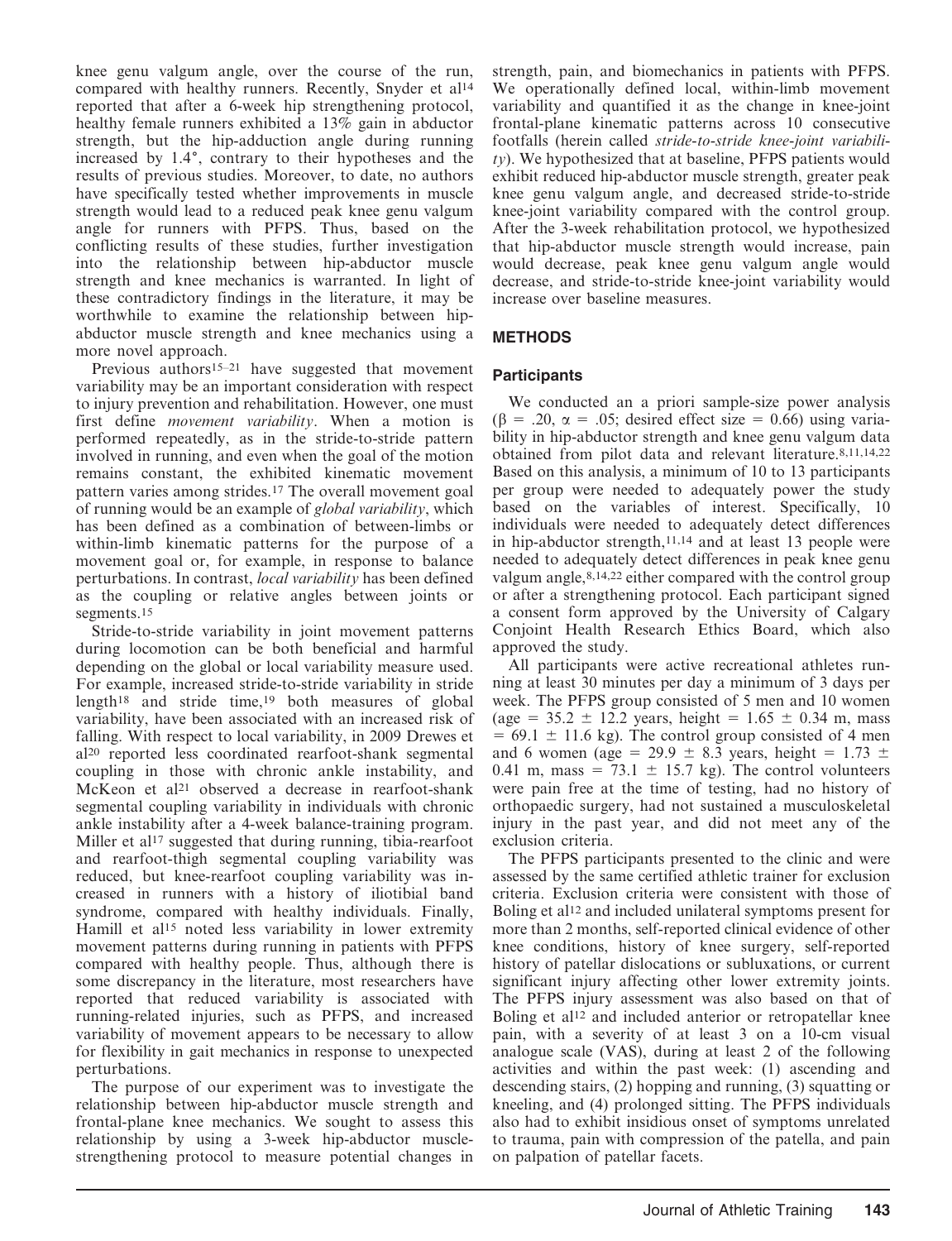knee genu valgum angle, over the course of the run, compared with healthy runners. Recently, Snyder et al[14] reported that after a 6-week hip strengthening protocol, healthy female runners exhibited a 13% gain in abductor strength, but the hip-adduction angle during running increased by 1.4°, contrary to their hypotheses and the results of previous studies. Moreover, to date, no authors have specifically tested whether improvements in muscle strength would lead to a reduced peak knee genu valgum angle for runners with PFPS. Thus, based on the conflicting results of these studies, further investigation into the relationship between hip-abductor muscle strength and knee mechanics is warranted. In light of these contradictory findings in the literature, it may be worthwhile to examine the relationship between hip-abductor muscle strength and knee mechanics using a more novel approach.

Previous authors[15–21] have suggested that movement variability may be an important consideration with respect to injury prevention and rehabilitation. However, one must first define *movement variability*. When a motion is performed repeatedly, as in the stride-to-stride pattern involved in running, and even when the goal of the motion remains constant, the exhibited kinematic movement pattern varies among strides.[17] The overall movement goal of running would be an example of *global variability*, which has been defined as a combination of between-limbs or within-limb kinematic patterns for the purpose of a movement goal or, for example, in response to balance perturbations. In contrast, *local variability* has been defined as the coupling or relative angles between joints or segments.[15]

Stride-to-stride variability in joint movement patterns during locomotion can be both beneficial and harmful depending on the global or local variability measure used. For example, increased stride-to-stride variability in stride length[18] and stride time,[19] both measures of global variability, have been associated with an increased risk of falling. With respect to local variability, in 2009 Drewes et al[20] reported less coordinated rearfoot-shank segmental coupling in those with chronic ankle instability, and McKeon et al[21] observed a decrease in rearfoot-shank segmental coupling variability in individuals with chronic ankle instability after a 4-week balance-training program. Miller et al[17] suggested that during running, tibia-rearfoot and rearfoot-thigh segmental coupling variability was reduced, but knee-rearfoot coupling variability was increased in runners with a history of iliotibial band syndrome, compared with healthy individuals. Finally, Hamill et al[15] noted less variability in lower extremity movement patterns during running in patients with PFPS compared with healthy people. Thus, although there is some discrepancy in the literature, most researchers have reported that reduced variability is associated with running-related injuries, such as PFPS, and increased variability of movement appears to be necessary to allow for flexibility in gait mechanics in response to unexpected perturbations.

The purpose of our experiment was to investigate the relationship between hip-abductor muscle strength and frontal-plane knee mechanics. We sought to assess this relationship by using a 3-week hip-abductor muscle-strengthening protocol to measure potential changes in strength, pain, and biomechanics in patients with PFPS. We operationally defined local, within-limb movement variability and quantified it as the change in knee-joint frontal-plane kinematic patterns across 10 consecutive footfalls (herein called *stride-to-stride knee-joint variability*). We hypothesized that at baseline, PFPS patients would exhibit reduced hip-abductor muscle strength, greater peak knee genu valgum angle, and decreased stride-to-stride knee-joint variability compared with the control group. After the 3-week rehabilitation protocol, we hypothesized that hip-abductor muscle strength would increase, pain would decrease, peak knee genu valgum angle would decrease, and stride-to-stride knee-joint variability would increase over baseline measures.

## METHODS

### Participants

We conducted an a priori sample-size power analysis ($\beta = .20$, $\alpha = .05$; desired effect size = 0.66) using variability in hip-abductor strength and knee genu valgum data obtained from pilot data and relevant literature.[8,11,14,22] Based on this analysis, a minimum of 10 to 13 participants per group were needed to adequately power the study based on the variables of interest. Specifically, 10 individuals were needed to adequately detect differences in hip-abductor strength,[11,14] and at least 13 people were needed to adequately detect differences in peak knee genu valgum angle,[8,14,22] either compared with the control group or after a strengthening protocol. Each participant signed a consent form approved by the University of Calgary Conjoint Health Research Ethics Board, which also approved the study.

All participants were active recreational athletes running at least 30 minutes per day a minimum of 3 days per week. The PFPS group consisted of 5 men and 10 women (age = 35.2 ± 12.2 years, height = 1.65 ± 0.34 m, mass = 69.1 ± 11.6 kg). The control group consisted of 4 men and 6 women (age = 29.9 ± 8.3 years, height = 1.73 ± 0.41 m, mass = 73.1 ± 15.7 kg). The control volunteers were pain free at the time of testing, had no history of orthopaedic surgery, had not sustained a musculoskeletal injury in the past year, and did not meet any of the exclusion criteria.

The PFPS participants presented to the clinic and were assessed by the same certified athletic trainer for exclusion criteria. Exclusion criteria were consistent with those of Boling et al[12] and included unilateral symptoms present for more than 2 months, self-reported clinical evidence of other knee conditions, history of knee surgery, self-reported history of patellar dislocations or subluxations, or current significant injury affecting other lower extremity joints. The PFPS injury assessment was also based on that of Boling et al[12] and included anterior or retropatellar knee pain, with a severity of at least 3 on a 10-cm visual analogue scale (VAS), during at least 2 of the following activities and within the past week: (1) ascending and descending stairs, (2) hopping and running, (3) squatting or kneeling, and (4) prolonged sitting. The PFPS individuals also had to exhibit insidious onset of symptoms unrelated to trauma, pain with compression of the patella, and pain on palpation of patellar facets.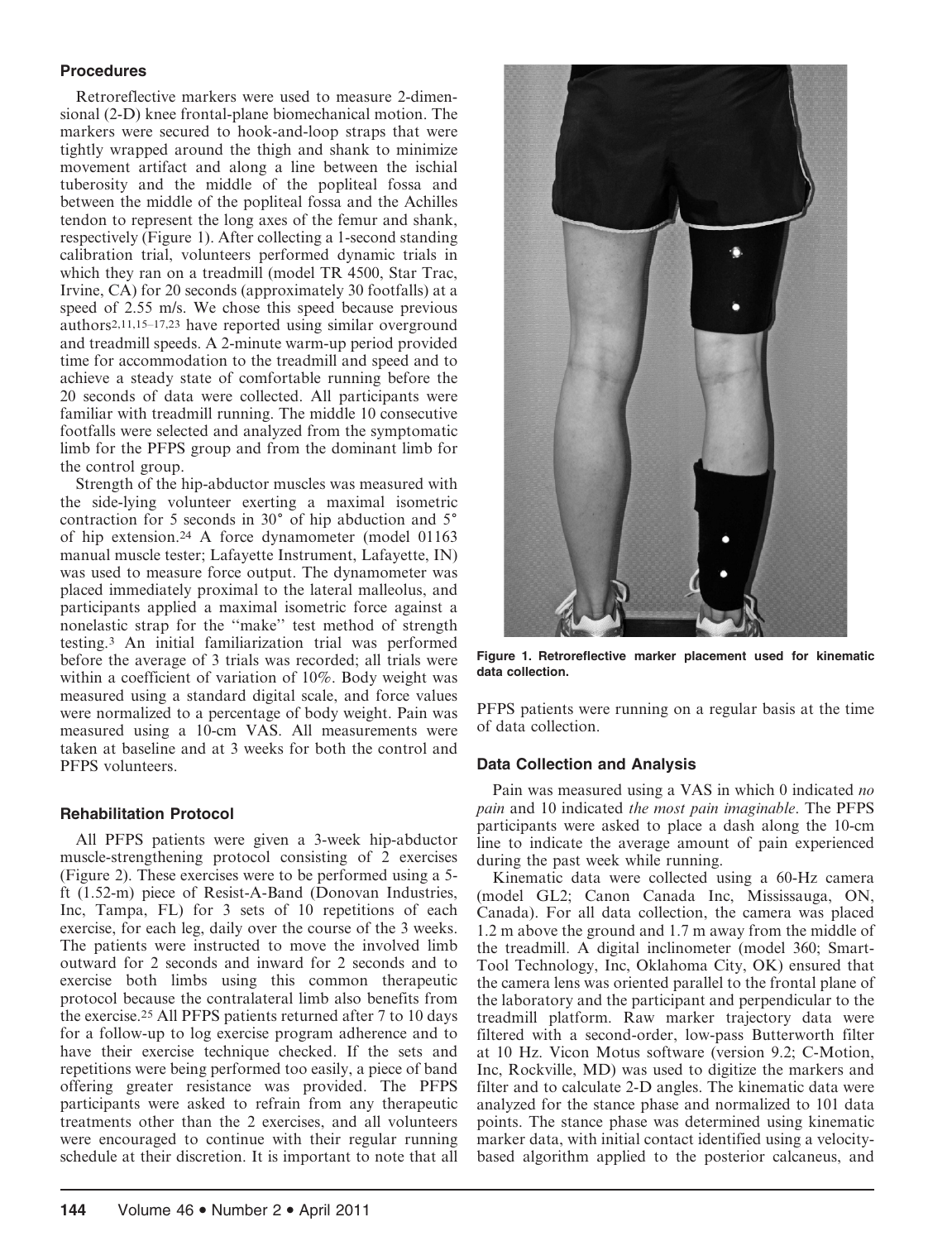### Procedures

Retroreflective markers were used to measure 2-dimensional (2-D) knee frontal-plane biomechanical motion. The markers were secured to hook-and-loop straps that were tightly wrapped around the thigh and shank to minimize movement artifact and along a line between the ischial tuberosity and the middle of the popliteal fossa and between the middle of the popliteal fossa and the Achilles tendon to represent the long axes of the femur and shank, respectively (Figure 1). After collecting a 1-second standing calibration trial, volunteers performed dynamic trials in which they ran on a treadmill (model TR 4500, Star Trac, Irvine, CA) for 20 seconds (approximately 30 footfalls) at a speed of 2.55 m/s. We chose this speed because previous authors[2,11,15–17,23] have reported using similar overground and treadmill speeds. A 2-minute warm-up period provided time for accommodation to the treadmill and speed and to achieve a steady state of comfortable running before the 20 seconds of data were collected. All participants were familiar with treadmill running. The middle 10 consecutive footfalls were selected and analyzed from the symptomatic limb for the PFPS group and from the dominant limb for the control group.

Strength of the hip-abductor muscles was measured with the side-lying volunteer exerting a maximal isometric contraction for 5 seconds in 30° of hip abduction and 5° of hip extension.[24] A force dynamometer (model 01163 manual muscle tester; Lafayette Instrument, Lafayette, IN) was used to measure force output. The dynamometer was placed immediately proximal to the lateral malleolus, and participants applied a maximal isometric force against a nonelastic strap for the "make" test method of strength testing.[3] An initial familiarization trial was performed before the average of 3 trials was recorded; all trials were within a coefficient of variation of 10%. Body weight was measured using a standard digital scale, and force values were normalized to a percentage of body weight. Pain was measured using a 10-cm VAS. All measurements were taken at baseline and at 3 weeks for both the control and PFPS volunteers.

### Rehabilitation Protocol

All PFPS patients were given a 3-week hip-abductor muscle-strengthening protocol consisting of 2 exercises (Figure 2). These exercises were to be performed using a 5-ft (1.52-m) piece of Resist-A-Band (Donovan Industries, Inc, Tampa, FL) for 3 sets of 10 repetitions of each exercise, for each leg, daily over the course of the 3 weeks. The patients were instructed to move the involved limb outward for 2 seconds and inward for 2 seconds and to exercise both limbs using this common therapeutic protocol because the contralateral limb also benefits from the exercise.[25] All PFPS patients returned after 7 to 10 days for a follow-up to log exercise program adherence and to have their exercise technique checked. If the sets and repetitions were being performed too easily, a piece of band offering greater resistance was provided. The PFPS participants were asked to refrain from any therapeutic treatments other than the 2 exercises, and all volunteers were encouraged to continue with their regular running schedule at their discretion. It is important to note that all PFPS patients were running on a regular basis at the time of data collection.

**Figure 1. Retroreflective marker placement used for kinematic data collection.**

### Data Collection and Analysis

Pain was measured using a VAS in which 0 indicated *no pain* and 10 indicated *the most pain imaginable*. The PFPS participants were asked to place a dash along the 10-cm line to indicate the average amount of pain experienced during the past week while running.

Kinematic data were collected using a 60-Hz camera (model GL2; Canon Canada Inc, Mississauga, ON, Canada). For all data collection, the camera was placed 1.2 m above the ground and 1.7 m away from the middle of the treadmill. A digital inclinometer (model 360; Smart-Tool Technology, Inc, Oklahoma City, OK) ensured that the camera lens was oriented parallel to the frontal plane of the laboratory and the participant and perpendicular to the treadmill platform. Raw marker trajectory data were filtered with a second-order, low-pass Butterworth filter at 10 Hz. Vicon Motus software (version 9.2; C-Motion, Inc, Rockville, MD) was used to digitize the markers and filter and to calculate 2-D angles. The kinematic data were analyzed for the stance phase and normalized to 101 data points. The stance phase was determined using kinematic marker data, with initial contact identified using a velocity-based algorithm applied to the posterior calcaneus, and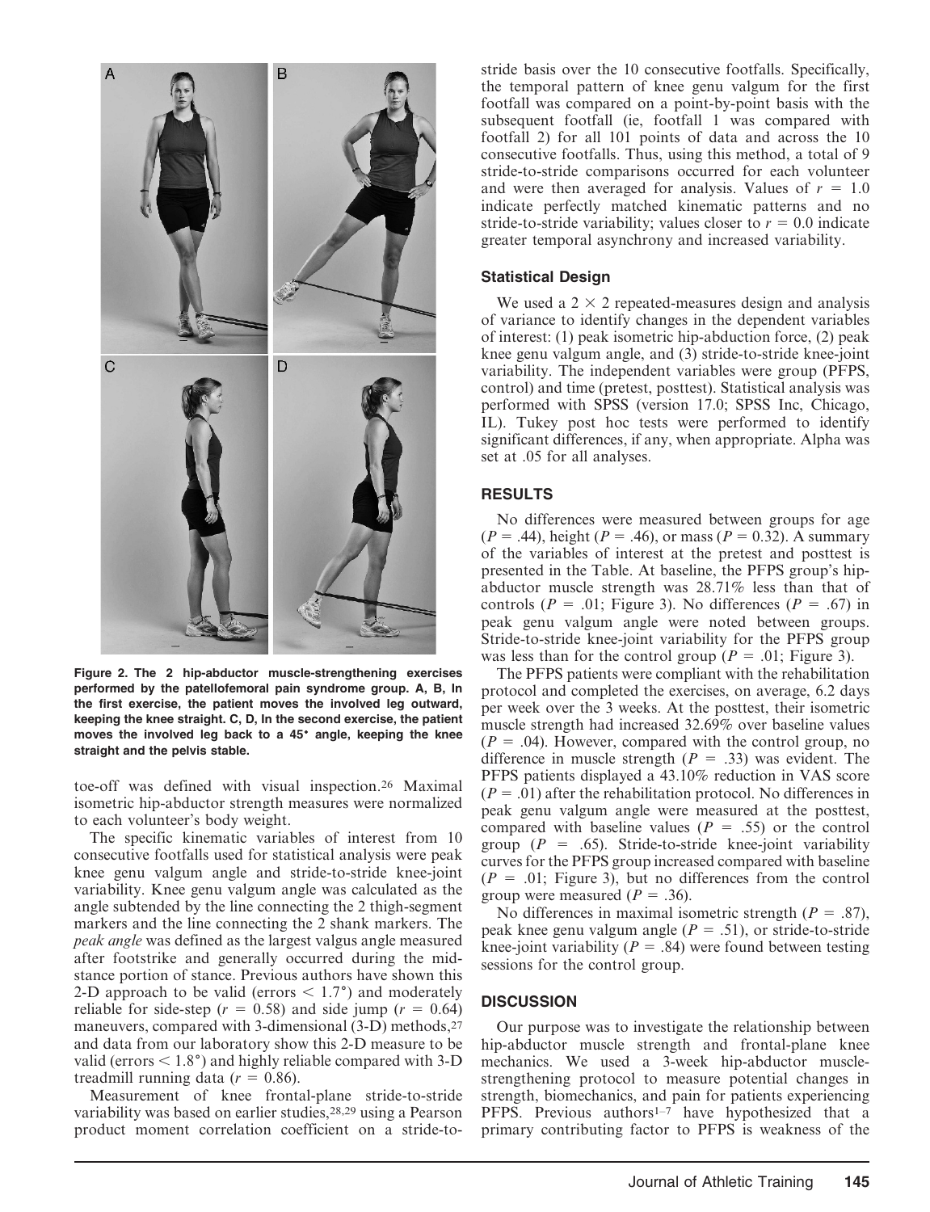Figure 2. The 2 hip-abductor muscle-strengthening exercises performed by the patellofemoral pain syndrome group. A, B, In the first exercise, the patient moves the involved leg outward, keeping the knee straight. C, D, In the second exercise, the patient moves the involved leg back to a 45° angle, keeping the knee straight and the pelvis stable.

toe-off was defined with visual inspection.[26] Maximal isometric hip-abductor strength measures were normalized to each volunteer's body weight.

The specific kinematic variables of interest from 10 consecutive footfalls used for statistical analysis were peak knee genu valgum angle and stride-to-stride knee-joint variability. Knee genu valgum angle was calculated as the angle subtended by the line connecting the 2 thigh-segment markers and the line connecting the 2 shank markers. The *peak angle* was defined as the largest valgus angle measured after footstrike and generally occurred during the mid-stance portion of stance. Previous authors have shown this 2-D approach to be valid (errors $< 1.7°$) and moderately reliable for side-step ($r = 0.58$) and side jump ($r = 0.64$) maneuvers, compared with 3-dimensional (3-D) methods,[27] and data from our laboratory show this 2-D measure to be valid (errors $< 1.8°$) and highly reliable compared with 3-D treadmill running data ($r = 0.86$).

Measurement of knee frontal-plane stride-to-stride variability was based on earlier studies,[28,29] using a Pearson product moment correlation coefficient on a stride-to-stride basis over the 10 consecutive footfalls. Specifically, the temporal pattern of knee genu valgum for the first footfall was compared on a point-by-point basis with the subsequent footfall (ie, footfall 1 was compared with footfall 2) for all 101 points of data and across the 10 consecutive footfalls. Thus, using this method, a total of 9 stride-to-stride comparisons occurred for each volunteer and were then averaged for analysis. Values of $r = 1.0$ indicate perfectly matched kinematic patterns and no stride-to-stride variability; values closer to $r = 0.0$ indicate greater temporal asynchrony and increased variability.

### Statistical Design

We used a $2 \times 2$ repeated-measures design and analysis of variance to identify changes in the dependent variables of interest: (1) peak isometric hip-abduction force, (2) peak knee genu valgum angle, and (3) stride-to-stride knee-joint variability. The independent variables were group (PFPS, control) and time (pretest, posttest). Statistical analysis was performed with SPSS (version 17.0; SPSS Inc, Chicago, IL). Tukey post hoc tests were performed to identify significant differences, if any, when appropriate. Alpha was set at .05 for all analyses.

## RESULTS

No differences were measured between groups for age ($P = .44$), height ($P = .46$), or mass ($P = 0.32$). A summary of the variables of interest at the pretest and posttest is presented in the Table. At baseline, the PFPS group's hip-abductor muscle strength was 28.71% less than that of controls ($P = .01$; Figure 3). No differences ($P = .67$) in peak genu valgum angle were noted between groups. Stride-to-stride knee-joint variability for the PFPS group was less than for the control group ($P = .01$; Figure 3).

The PFPS patients were compliant with the rehabilitation protocol and completed the exercises, on average, 6.2 days per week over the 3 weeks. At the posttest, their isometric muscle strength had increased 32.69% over baseline values ($P = .04$). However, compared with the control group, no difference in muscle strength ($P = .33$) was evident. The PFPS patients displayed a 43.10% reduction in VAS score ($P = .01$) after the rehabilitation protocol. No differences in peak genu valgum angle were measured at the posttest, compared with baseline values ($P = .55$) or the control group ($P = .65$). Stride-to-stride knee-joint variability curves for the PFPS group increased compared with baseline ($P = .01$; Figure 3), but no differences from the control group were measured ($P = .36$).

No differences in maximal isometric strength ($P = .87$), peak knee genu valgum angle ($P = .51$), or stride-to-stride knee-joint variability ($P = .84$) were found between testing sessions for the control group.

## DISCUSSION

Our purpose was to investigate the relationship between hip-abductor muscle strength and frontal-plane knee mechanics. We used a 3-week hip-abductor muscle-strengthening protocol to measure potential changes in strength, biomechanics, and pain for patients experiencing PFPS. Previous authors[1–7] have hypothesized that a primary contributing factor to PFPS is weakness of the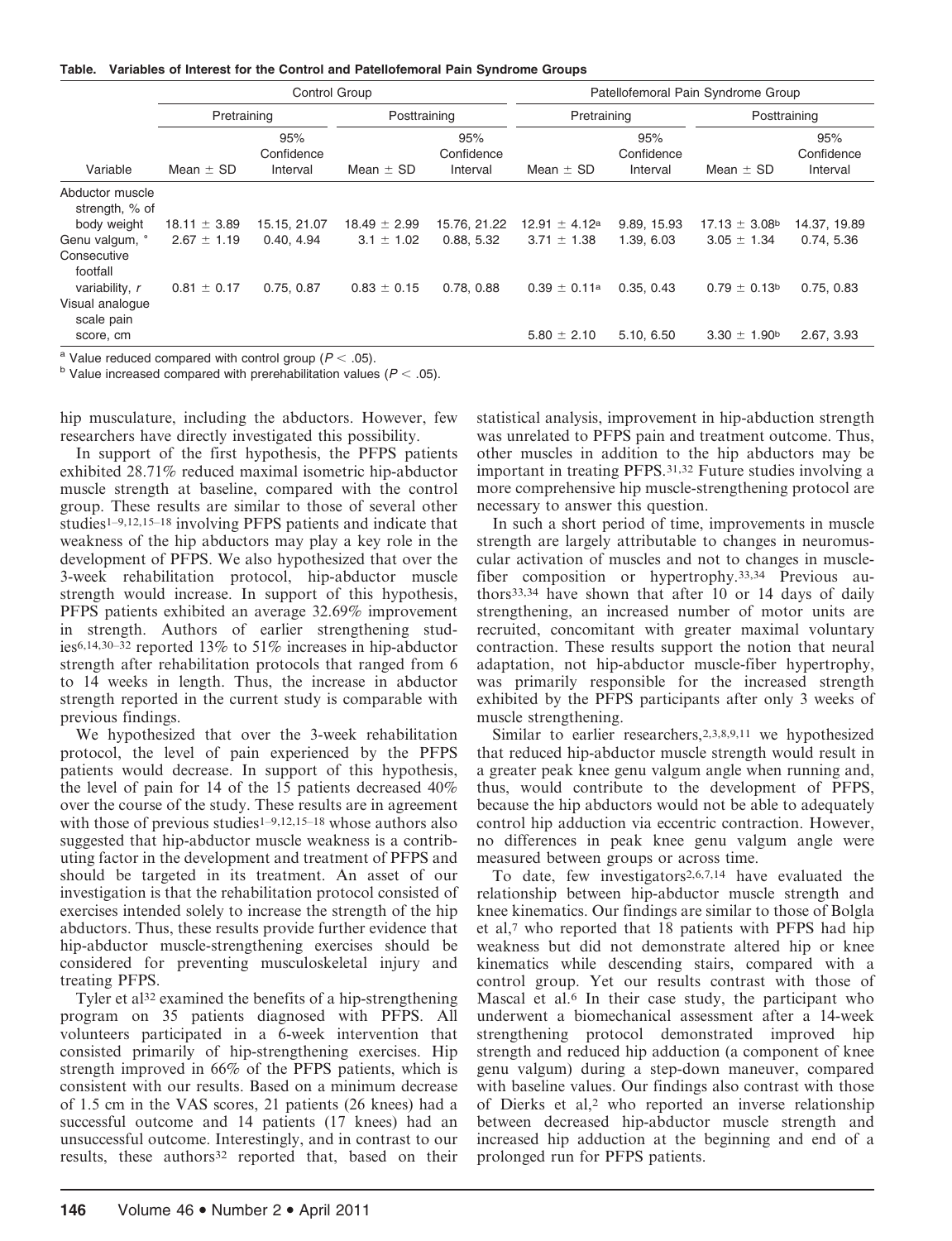**Table. Variables of Interest for the Control and Patellofemoral Pain Syndrome Groups**

| | Control Group | | | | Patellofemoral Pain Syndrome Group | | | |
|---|---|---|---|---|---|---|---|---|
| | Pretraining | | Posttraining | | Pretraining | | Posttraining | |
| Variable | Mean ± SD | 95% Confidence Interval | Mean ± SD | 95% Confidence Interval | Mean ± SD | 95% Confidence Interval | Mean ± SD | 95% Confidence Interval |
| Abductor muscle strength, % of body weight | 18.11 ± 3.89 | 15.15, 21.07 | 18.49 ± 2.99 | 15.76, 21.22 | 12.91 ± 4.12[a] | 9.89, 15.93 | 17.13 ± 3.08[b] | 14.37, 19.89 |
| Genu valgum, ° | 2.67 ± 1.19 | 0.40, 4.94 | 3.1 ± 1.02 | 0.88, 5.32 | 3.71 ± 1.38 | 1.39, 6.03 | 3.05 ± 1.34 | 0.74, 5.36 |
| Consecutive footfall variability, *r* | 0.81 ± 0.17 | 0.75, 0.87 | 0.83 ± 0.15 | 0.78, 0.88 | 0.39 ± 0.11[a] | 0.35, 0.43 | 0.79 ± 0.13[b] | 0.75, 0.83 |
| Visual analogue scale pain score, cm | | | | | 5.80 ± 2.10 | 5.10, 6.50 | 3.30 ± 1.90[b] | 2.67, 3.93 |

[a] Value reduced compared with control group ($P < .05$).
[b] Value increased compared with prerehabilitation values ($P < .05$).

hip musculature, including the abductors. However, few researchers have directly investigated this possibility.

In support of the first hypothesis, the PFPS patients exhibited 28.71% reduced maximal isometric hip-abductor muscle strength at baseline, compared with the control group. These results are similar to those of several other studies[1–9,12,15–18] involving PFPS patients and indicate that weakness of the hip abductors may play a key role in the development of PFPS. We also hypothesized that over the 3-week rehabilitation protocol, hip-abductor muscle strength would increase. In support of this hypothesis, PFPS patients exhibited an average 32.69% improvement in strength. Authors of earlier strengthening studies[6,14,30–32] reported 13% to 51% increases in hip-abductor strength after rehabilitation protocols that ranged from 6 to 14 weeks in length. Thus, the increase in abductor strength reported in the current study is comparable with previous findings.

We hypothesized that over the 3-week rehabilitation protocol, the level of pain experienced by the PFPS patients would decrease. In support of this hypothesis, the level of pain for 14 of the 15 patients decreased 40% over the course of the study. These results are in agreement with those of previous studies[1–9,12,15–18] whose authors also suggested that hip-abductor muscle weakness is a contributing factor in the development and treatment of PFPS and should be targeted in its treatment. An asset of our investigation is that the rehabilitation protocol consisted of exercises intended solely to increase the strength of the hip abductors. Thus, these results provide further evidence that hip-abductor muscle-strengthening exercises should be considered for preventing musculoskeletal injury and treating PFPS.

Tyler et al[32] examined the benefits of a hip-strengthening program on 35 patients diagnosed with PFPS. All volunteers participated in a 6-week intervention that consisted primarily of hip-strengthening exercises. Hip strength improved in 66% of the PFPS patients, which is consistent with our results. Based on a minimum decrease of 1.5 cm in the VAS scores, 21 patients (26 knees) had a successful outcome and 14 patients (17 knees) had an unsuccessful outcome. Interestingly, and in contrast to our results, these authors[32] reported that, based on their statistical analysis, improvement in hip-abduction strength was unrelated to PFPS pain and treatment outcome. Thus, other muscles in addition to the hip abductors may be important in treating PFPS.[31,32] Future studies involving a more comprehensive hip muscle-strengthening protocol are necessary to answer this question.

In such a short period of time, improvements in muscle strength are largely attributable to changes in neuromuscular activation of muscles and not to changes in muscle-fiber composition or hypertrophy.[33,34] Previous authors[33,34] have shown that after 10 or 14 days of daily strengthening, an increased number of motor units are recruited, concomitant with greater maximal voluntary contraction. These results support the notion that neural adaptation, not hip-abductor muscle-fiber hypertrophy, was primarily responsible for the increased strength exhibited by the PFPS participants after only 3 weeks of muscle strengthening.

Similar to earlier researchers,[2,3,8,9,11] we hypothesized that reduced hip-abductor muscle strength would result in a greater peak knee genu valgum angle when running and, thus, would contribute to the development of PFPS, because the hip abductors would not be able to adequately control hip adduction via eccentric contraction. However, no differences in peak knee genu valgum angle were measured between groups or across time.

To date, few investigators[2,6,7,14] have evaluated the relationship between hip-abductor muscle strength and knee kinematics. Our findings are similar to those of Bolgla et al,[7] who reported that 18 patients with PFPS had hip weakness but did not demonstrate altered hip or knee kinematics while descending stairs, compared with a control group. Yet our results contrast with those of Mascal et al.[6] In their case study, the participant who underwent a biomechanical assessment after a 14-week strengthening protocol demonstrated improved hip strength and reduced hip adduction (a component of knee genu valgum) during a step-down maneuver, compared with baseline values. Our findings also contrast with those of Dierks et al,[2] who reported an inverse relationship between decreased hip-abductor muscle strength and increased hip adduction at the beginning and end of a prolonged run for PFPS patients.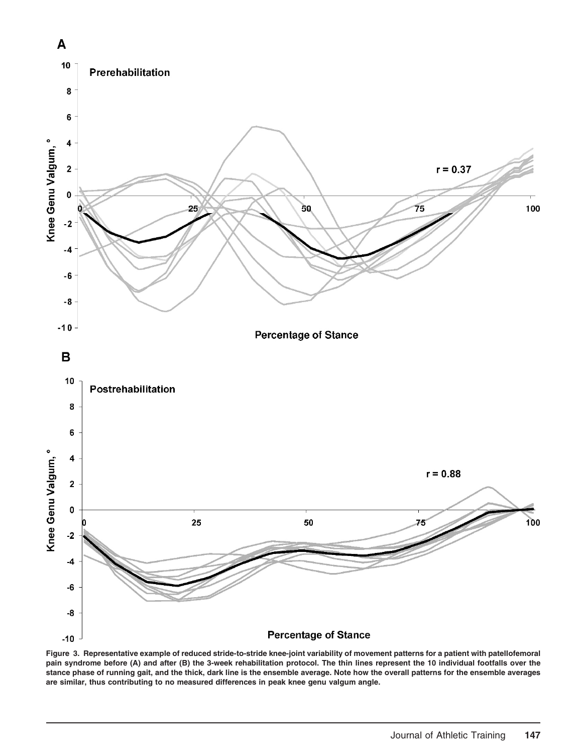Figure 3. Representative example of reduced stride-to-stride knee-joint variability of movement patterns for a patient with patellofemoral pain syndrome before (A) and after (B) the 3-week rehabilitation protocol. The thin lines represent the 10 individual footfalls over the stance phase of running gait, and the thick, dark line is the ensemble average. Note how the overall patterns for the ensemble averages are similar, thus contributing to no measured differences in peak knee genu valgum angle.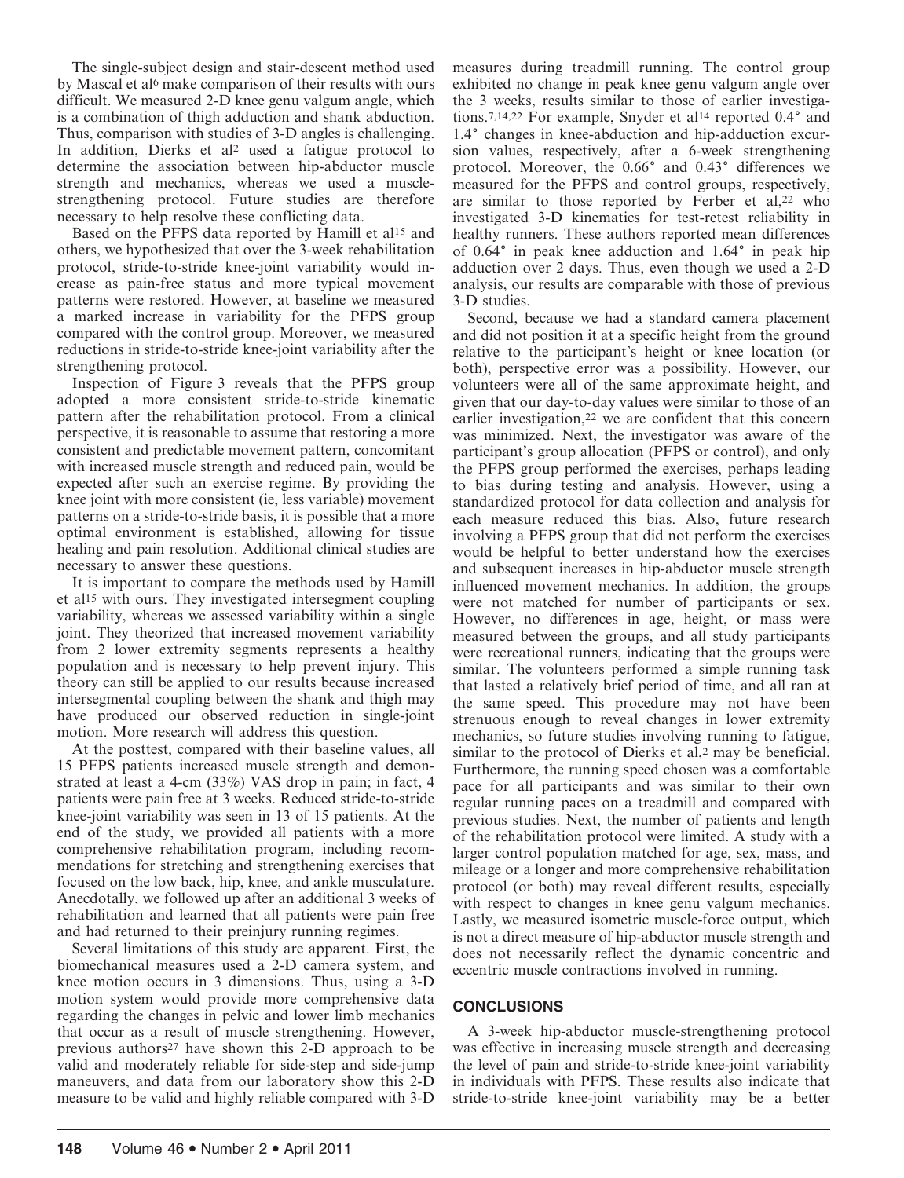The single-subject design and stair-descent method used by Mascal et al[6] make comparison of their results with ours difficult. We measured 2-D knee genu valgum angle, which is a combination of thigh adduction and shank abduction. Thus, comparison with studies of 3-D angles is challenging. In addition, Dierks et al[2] used a fatigue protocol to determine the association between hip-abductor muscle strength and mechanics, whereas we used a muscle-strengthening protocol. Future studies are therefore necessary to help resolve these conflicting data.

Based on the PFPS data reported by Hamill et al[15] and others, we hypothesized that over the 3-week rehabilitation protocol, stride-to-stride knee-joint variability would increase as pain-free status and more typical movement patterns were restored. However, at baseline we measured a marked increase in variability for the PFPS group compared with the control group. Moreover, we measured reductions in stride-to-stride knee-joint variability after the strengthening protocol.

Inspection of Figure 3 reveals that the PFPS group adopted a more consistent stride-to-stride kinematic pattern after the rehabilitation protocol. From a clinical perspective, it is reasonable to assume that restoring a more consistent and predictable movement pattern, concomitant with increased muscle strength and reduced pain, would be expected after such an exercise regime. By providing the knee joint with more consistent (ie, less variable) movement patterns on a stride-to-stride basis, it is possible that a more optimal environment is established, allowing for tissue healing and pain resolution. Additional clinical studies are necessary to answer these questions.

It is important to compare the methods used by Hamill et al[15] with ours. They investigated intersegment coupling variability, whereas we assessed variability within a single joint. They theorized that increased movement variability from 2 lower extremity segments represents a healthy population and is necessary to help prevent injury. This theory can still be applied to our results because increased intersegmental coupling between the shank and thigh may have produced our observed reduction in single-joint motion. More research will address this question.

At the posttest, compared with their baseline values, all 15 PFPS patients increased muscle strength and demonstrated at least a 4-cm (33%) VAS drop in pain; in fact, 4 patients were pain free at 3 weeks. Reduced stride-to-stride knee-joint variability was seen in 13 of 15 patients. At the end of the study, we provided all patients with a more comprehensive rehabilitation program, including recommendations for stretching and strengthening exercises that focused on the low back, hip, knee, and ankle musculature. Anecdotally, we followed up after an additional 3 weeks of rehabilitation and learned that all patients were pain free and had returned to their preinjury running regimes.

Several limitations of this study are apparent. First, the biomechanical measures used a 2-D camera system, and knee motion occurs in 3 dimensions. Thus, using a 3-D motion system would provide more comprehensive data regarding the changes in pelvic and lower limb mechanics that occur as a result of muscle strengthening. However, previous authors[27] have shown this 2-D approach to be valid and moderately reliable for side-step and side-jump maneuvers, and data from our laboratory show this 2-D measure to be valid and highly reliable compared with 3-D measures during treadmill running. The control group exhibited no change in peak knee genu valgum angle over the 3 weeks, results similar to those of earlier investigations.[7,14,22] For example, Snyder et al[14] reported 0.4° and 1.4° changes in knee-abduction and hip-adduction excursion values, respectively, after a 6-week strengthening protocol. Moreover, the 0.66° and 0.43° differences we measured for the PFPS and control groups, respectively, are similar to those reported by Ferber et al,[22] who investigated 3-D kinematics for test-retest reliability in healthy runners. These authors reported mean differences of 0.64° in peak knee adduction and 1.64° in peak hip adduction over 2 days. Thus, even though we used a 2-D analysis, our results are comparable with those of previous 3-D studies.

Second, because we had a standard camera placement and did not position it at a specific height from the ground relative to the participant's height or knee location (or both), perspective error was a possibility. However, our volunteers were all of the same approximate height, and given that our day-to-day values were similar to those of an earlier investigation,[22] we are confident that this concern was minimized. Next, the investigator was aware of the participant's group allocation (PFPS or control), and only the PFPS group performed the exercises, perhaps leading to bias during testing and analysis. However, using a standardized protocol for data collection and analysis for each measure reduced this bias. Also, future research involving a PFPS group that did not perform the exercises would be helpful to better understand how the exercises and subsequent increases in hip-abductor muscle strength influenced movement mechanics. In addition, the groups were not matched for number of participants or sex. However, no differences in age, height, or mass were measured between the groups, and all study participants were recreational runners, indicating that the groups were similar. The volunteers performed a simple running task that lasted a relatively brief period of time, and all ran at the same speed. This procedure may not have been strenuous enough to reveal changes in lower extremity mechanics, so future studies involving running to fatigue, similar to the protocol of Dierks et al,[2] may be beneficial. Furthermore, the running speed chosen was a comfortable pace for all participants and was similar to their own regular running paces on a treadmill and compared with previous studies. Next, the number of patients and length of the rehabilitation protocol were limited. A study with a larger control population matched for age, sex, mass, and mileage or a longer and more comprehensive rehabilitation protocol (or both) may reveal different results, especially with respect to changes in knee genu valgum mechanics. Lastly, we measured isometric muscle-force output, which is not a direct measure of hip-abductor muscle strength and does not necessarily reflect the dynamic concentric and eccentric muscle contractions involved in running.

## CONCLUSIONS

A 3-week hip-abductor muscle-strengthening protocol was effective in increasing muscle strength and decreasing the level of pain and stride-to-stride knee-joint variability in individuals with PFPS. These results also indicate that stride-to-stride knee-joint variability may be a better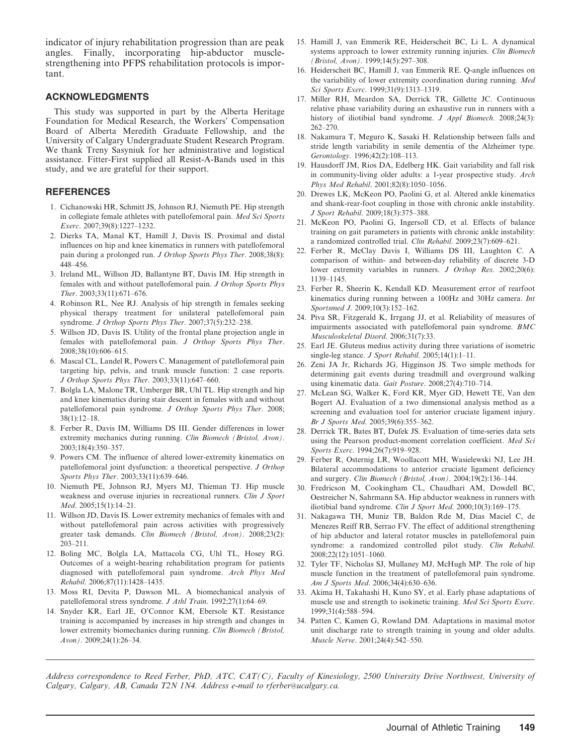indicator of injury rehabilitation progression than are peak angles. Finally, incorporating hip-abductor muscle-strengthening into PFPS rehabilitation protocols is important.

## ACKNOWLEDGMENTS

This study was supported in part by the Alberta Heritage Foundation for Medical Research, the Workers' Compensation Board of Alberta Meredith Graduate Fellowship, and the University of Calgary Undergraduate Student Research Program. We thank Treny Sasyniuk for her administrative and logistical assistance. Fitter-First supplied all Resist-A-Bands used in this study, and we are grateful for their support.

## REFERENCES

1. Cichanowski HR, Schmitt JS, Johnson RJ, Niemuth PE. Hip strength in collegiate female athletes with patellofemoral pain. *Med Sci Sports Exerc*. 2007;39(8):1227–1232.
2. Dierks TA, Manal KT, Hamill J, Davis IS. Proximal and distal influences on hip and knee kinematics in runners with patellofemoral pain during a prolonged run. *J Orthop Sports Phys Ther*. 2008;38(8): 448–456.
3. Ireland ML, Willson JD, Ballantyne BT, Davis IM. Hip strength in females with and without patellofemoral pain. *J Orthop Sports Phys Ther*. 2003;33(11):671–676.
4. Robinson RL, Nee RJ. Analysis of hip strength in females seeking physical therapy treatment for unilateral patellofemoral pain syndrome. *J Orthop Sports Phys Ther*. 2007;37(5):232–238.
5. Willson JD, Davis IS. Utility of the frontal plane projection angle in females with patellofemoral pain. *J Orthop Sports Phys Ther*. 2008;38(10):606–615.
6. Mascal CL, Landel R, Powers C. Management of patellofemoral pain targeting hip, pelvis, and trunk muscle function: 2 case reports. *J Orthop Sports Phys Ther*. 2003;33(11):647–660.
7. Bolgla LA, Malone TR, Umberger BR, Uhl TL. Hip strength and hip and knee kinematics during stair descent in females with and without patellofemoral pain syndrome. *J Orthop Sports Phys Ther*. 2008; 38(1):12–18.
8. Ferber R, Davis IM, Williams DS III. Gender differences in lower extremity mechanics during running. *Clin Biomech (Bristol, Avon)*. 2003;18(4):350–357.
9. Powers CM. The influence of altered lower-extremity kinematics on patellofemoral joint dysfunction: a theoretical perspective. *J Orthop Sports Phys Ther*. 2003;33(11):639–646.
10. Niemuth PE, Johnson RJ, Myers MJ, Thieman TJ. Hip muscle weakness and overuse injuries in recreational runners. *Clin J Sport Med*. 2005;15(1):14–21.
11. Willson JD, Davis IS. Lower extremity mechanics of females with and without patellofemoral pain across activities with progressively greater task demands. *Clin Biomech (Bristol, Avon)*. 2008;23(2): 203–211.
12. Boling MC, Bolgla LA, Mattacola CG, Uhl TL, Hosey RG. Outcomes of a weight-bearing rehabilitation program for patients diagnosed with patellofemoral pain syndrome. *Arch Phys Med Rehabil*. 2006;87(11):1428–1435.
13. Moss RI, Devita P, Dawson ML. A biomechanical analysis of patellofemoral stress syndrome. *J Athl Train*. 1992;27(1):64–69.
14. Snyder KR, Earl JE, O'Connor KM, Ebersole KT. Resistance training is accompanied by increases in hip strength and changes in lower extremity biomechanics during running. *Clin Biomech (Bristol, Avon)*. 2009;24(1):26–34.
15. Hamill J, van Emmerik RE, Heiderscheit BC, Li L. A dynamical systems approach to lower extremity running injuries. *Clin Biomech (Bristol, Avon)*. 1999;14(5):297–308.
16. Heiderscheit BC, Hamill J, van Emmerik RE. Q-angle influences on the variability of lower extremity coordination during running. *Med Sci Sports Exerc*. 1999;31(9):1313–1319.
17. Miller RH, Meardon SA, Derrick TR, Gillette JC. Continuous relative phase variability during an exhaustive run in runners with a history of iliotibial band syndrome. *J Appl Biomech*. 2008;24(3): 262–270.
18. Nakamura T, Meguro K, Sasaki H. Relationship between falls and stride length variability in senile dementia of the Alzheimer type. *Gerontology*. 1996;42(2):108–113.
19. Hausdorff JM, Rios DA, Edelberg HK. Gait variability and fall risk in community-living older adults: a 1-year prospective study. *Arch Phys Med Rehabil*. 2001;82(8):1050–1056.
20. Drewes LK, McKeon PO, Paolini G, et al. Altered ankle kinematics and shank-rear-foot coupling in those with chronic ankle instability. *J Sport Rehabil*. 2009;18(3):375–388.
21. McKeon PO, Paolini G, Ingersoll CD, et al. Effects of balance training on gait parameters in patients with chronic ankle instability: a randomized controlled trial. *Clin Rehabil*. 2009;23(7):609–621.
22. Ferber R, McClay Davis I, Williams DS III, Laughton C. A comparison of within- and between-day reliability of discrete 3-D lower extremity variables in runners. *J Orthop Res*. 2002;20(6): 1139–1145.
23. Ferber R, Sheerin K, Kendall KD. Measurement error of rearfoot kinematics during running between a 100Hz and 30Hz camera. *Int Sportsmed J*. 2009;10(3):152–162.
24. Piva SR, Fitzgerald K, Irrgang JJ, et al. Reliability of measures of impairments associated with patellofemoral pain syndrome. *BMC Musculoskeletal Disord*. 2006;31(7):33.
25. Earl JE. Gluteus medius activity during three variations of isometric single-leg stance. *J Sport Rehabil*. 2005;14(1):1–11.
26. Zeni JA Jr, Richards JG, Higginson JS. Two simple methods for determining gait events during treadmill and overground walking using kinematic data. *Gait Posture*. 2008;27(4):710–714.
27. McLean SG, Walker K, Ford KR, Myer GD, Hewett TE, Van den Bogert AJ. Evaluation of a two dimensional analysis method as a screening and evaluation tool for anterior cruciate ligament injury. *Br J Sports Med*. 2005;39(6):355–362.
28. Derrick TR, Bates BT, Dufek JS. Evaluation of time-series data sets using the Pearson product-moment correlation coefficient. *Med Sci Sports Exerc*. 1994;26(7):919–928.
29. Ferber R, Osternig LR, Woollacott MH, Wasielewski NJ, Lee JH. Bilateral accommodations to anterior cruciate ligament deficiency and surgery. *Clin Biomech (Bristol, Avon)*. 2004;19(2):136–144.
30. Fredericson M, Cookingham CL, Chaudhari AM, Dowdell BC, Oestreicher N, Sahrmann SA. Hip abductor weakness in runners with iliotibial band syndrome. *Clin J Sport Med*. 2000;10(3):169–175.
31. Nakagawa TH, Muniz TB, Baldon Rde M, Dias Maciel C, de Menezes Reiff RB, Serrao FV. The effect of additional strengthening of hip abductor and lateral rotator muscles in patellofemoral pain syndrome: a randomized controlled pilot study. *Clin Rehabil*. 2008;22(12):1051–1060.
32. Tyler TF, Nicholas SJ, Mullaney MJ, McHugh MP. The role of hip muscle function in the treatment of patellofemoral pain syndrome. *Am J Sports Med*. 2006;34(4):630–636.
33. Akima H, Takahashi H, Kuno SY, et al. Early phase adaptations of muscle use and strength to isokinetic training. *Med Sci Sports Exerc*. 1999;31(4):588–594.
34. Patten C, Kamen G, Rowland DM. Adaptations in maximal motor unit discharge rate to strength training in young and older adults. *Muscle Nerve*. 2001;24(4):542–550.

*Address correspondence to Reed Ferber, PhD, ATC, CAT(C), Faculty of Kinesiology, 2500 University Drive Northwest, University of Calgary, Calgary, AB, Canada T2N 1N4. Address e-mail to rferber@ucalgary.ca.*